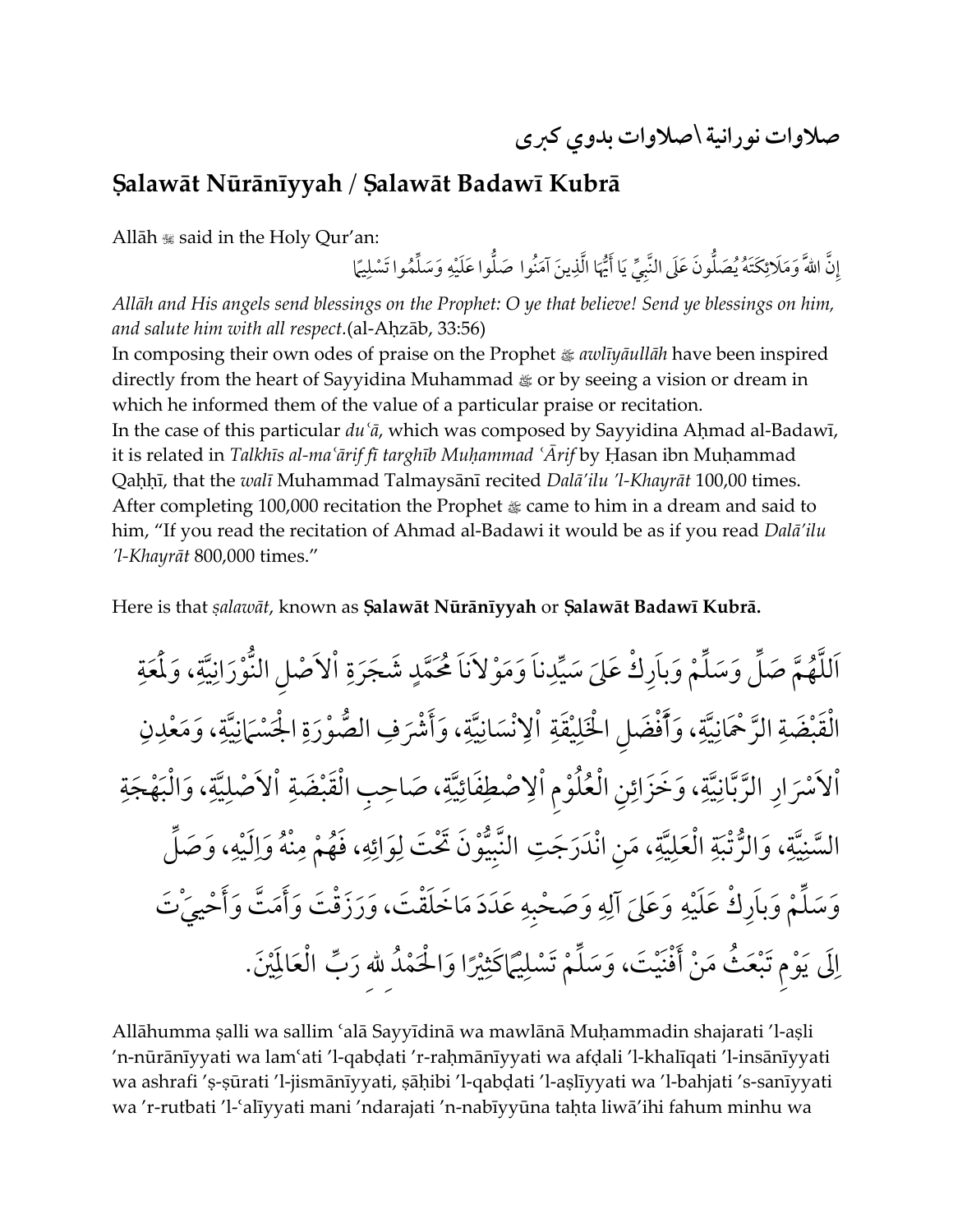# صلاوات نورانية \ صلاوات بدوي كبرى

## Ṣalawāt Nūrānīyyah / Ṣalawāt Badawī Kubrā

Allāh ﷻ said in the Holy Qur'an:

إِنَّ اللهَّ وَمَلَائِكَتَهُ يُصَلُّونَ عَلَى النَّبِيِّ يَا أَيُّهَا الَّذِينَ آمَنُوا صَلُّوا عَلَيْهِ وَسَلِّمُوا تَسْلِيمًا

*Allāh and His angels send blessings on the Prophet: O ye that believe! Send ye blessings on him, and salute him with all respect.*(al-Aḥzāb, 33:56)

In composing their own odes of praise on the Prophet ﷺ *awlīyāullāh* have been inspired directly from the heart of Sayyidina Muhammad ﷺ or by seeing a vision or dream in which he informed them of the value of a particular praise or recitation.

In the case of this particular *duʿā*, which was composed by Sayyidina Aḥmad al-Badawī, it is related in *Talkhīs al-maʿārif fī targhīb Muḥammad ʿĀrif* by Ḥasan ibn Muḥammad Qaḥḥī, that the *walī* Muhammad Talmaysānī recited *Dalā'ilu 'l-Khayrāt* 100,00 times. After completing 100,000 recitation the Prophet ﷺ came to him in a dream and said to him, "If you read the recitation of Ahmad al-Badawi it would be as if you read *Dalā'ilu 'l-Khayrāt* 800,000 times."

Here is that *ṣalawāt*, known as **Ṣalawāt Nūrānīyyah** or **Ṣalawāt Badawī Kubrā.**

اَللَّهُمَّ صَلِّ وَسَلِّمْ وَبارِكْ عَلىَ سَيِّدِناَ وَمَوْلاَناَ مُحَمَّدٍ شَجَرَةِ ٱلاَصْلِ النُّوْرَانِيَّةِ، وَلَمْعَةِ الْقَبْضَةِ الرَّحْمَانِيَّةِ، وَأَفْضَلِ الْخَلِيْقَةِ ٱلِانْسَانِيَّةِ، وَأَشْرَفِ الصُّوْرَةِ الْجِسْمَانِيَّةِ، وَمَعْدِنِ ٱلاَسْرَارِ الرَّبَّانِيَّةِ، وَخَزَائِنِ الْعُلُوْمِ ٱلِاصْطِفَائِيَّةِ، صَاحِبِ الْقَبْضَةِ ٱلاَصْلِيَّةِ، وَالْبَهْجَةِ السَّنِيَّةِ، وَالرُّتْبَةِ الْعَلِيَّةِ، مَنِ انْدَرَجَتِ النَّبِيُّوْنَ تَحْتَ لِوَائِهِ، فَهُمْ مِنْهُ وَاِلَيْهِ، وَصَلِّ وَسَلِّمْ وَبارِكْ عَلَيْهِ وَعَلىَ آلِهِ وَصَحْبِهِ عَدَدَ مَاخَلَقْتَ، وَرَزَقْتَ وَأَمَتَّ وَأَحْيَيْتَ اِلَى يَوْمِ تَبْعَثُ مَنْ أَفْنَيْتَ، وَسَلِّمْ تَسْلِيْمًاكَثِيْرًا وَالْحَمْدُ للهِ رَبِّ الْعَالَمِيْنَ.

Allāhumma ṣalli wa sallim ʿalā Sayyīdinā wa mawlānā Muḥammadin shajarati 'l-aṣli 'n-nūrānīyyati wa lamʿati 'l-qabḍati 'r-raḥmānīyyati wa afḍali 'l-khalīqati 'l-insānīyyati wa ashrafi 'ṣ-ṣūrati 'l-jismānīyyati, ṣāḥibi 'l-qabḍati 'l-aṣlīyyati wa 'l-bahjati 's-sanīyyati wa 'r-rutbati 'l-ʿalīyyati mani 'ndarajati 'n-nabīyyūna taḥta liwā'ihi fahum minhu wa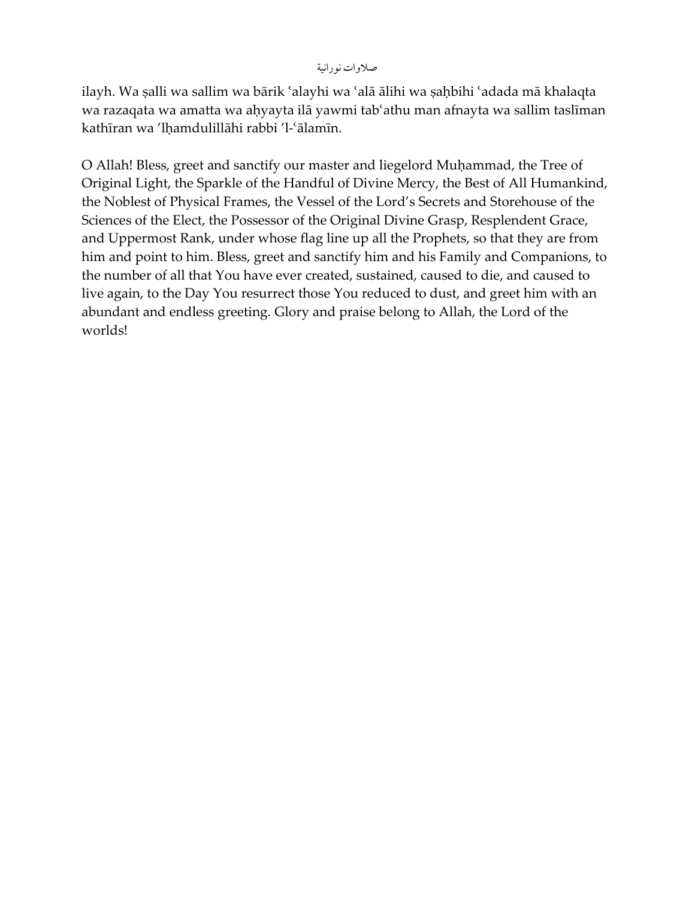ilayh. Wa ṣalli wa sallim wa bārik ʿalayhi wa ʿalā ālihi wa ṣaḥbihi ʿadada mā khalaqta wa razaqata wa amatta wa aḥyayta ilā yawmi tabʿathu man afnayta wa sallim taslīman kathīran wa ʼlḥamdulillāhi rabbi ʼl-ʿālamīn.

O Allah! Bless, greet and sanctify our master and liegelord Muḥammad, the Tree of Original Light, the Sparkle of the Handful of Divine Mercy, the Best of All Humankind, the Noblest of Physical Frames, the Vessel of the Lord's Secrets and Storehouse of the Sciences of the Elect, the Possessor of the Original Divine Grasp, Resplendent Grace, and Uppermost Rank, under whose flag line up all the Prophets, so that they are from him and point to him. Bless, greet and sanctify him and his Family and Companions, to the number of all that You have ever created, sustained, caused to die, and caused to live again, to the Day You resurrect those You reduced to dust, and greet him with an abundant and endless greeting. Glory and praise belong to Allah, the Lord of the worlds!